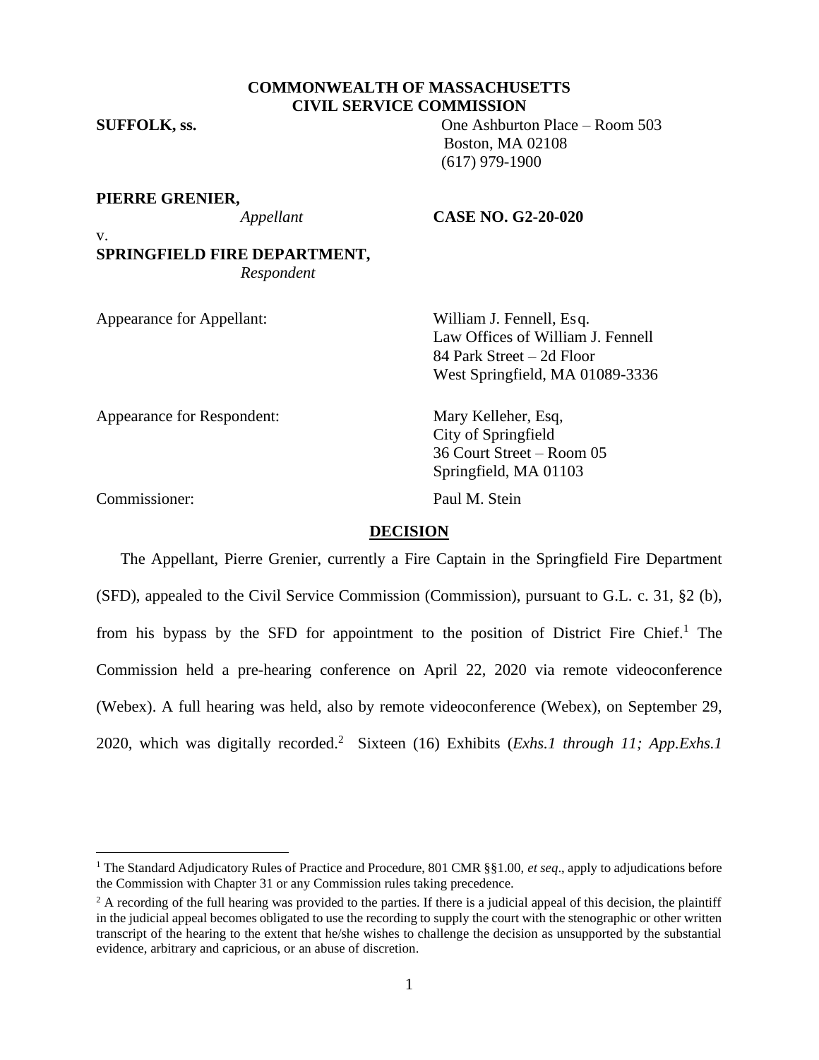**COMMONWEALTH OF MASSACHUSETTS**
**CIVIL SERVICE COMMISSION**

**SUFFOLK, ss.**

One Ashburton Place – Room 503
Boston, MA 02108
(617) 979-1900

**PIERRE GRENIER,**
*Appellant*

v.

**SPRINGFIELD FIRE DEPARTMENT,**
*Respondent*

**CASE NO. G2-20-020**

Appearance for Appellant: William J. Fennell, Esq.
Law Offices of William J. Fennell
84 Park Street – 2d Floor
West Springfield, MA 01089-3336

Appearance for Respondent: Mary Kelleher, Esq,
City of Springfield
36 Court Street – Room 05
Springfield, MA 01103

Commissioner: Paul M. Stein

## DECISION

The Appellant, Pierre Grenier, currently a Fire Captain in the Springfield Fire Department (SFD), appealed to the Civil Service Commission (Commission), pursuant to G.L. c. 31, §2 (b), from his bypass by the SFD for appointment to the position of District Fire Chief.[1] The Commission held a pre-hearing conference on April 22, 2020 via remote videoconference (Webex). A full hearing was held, also by remote videoconference (Webex), on September 29, 2020, which was digitally recorded.[2] Sixteen (16) Exhibits (*Exhs.1 through 11; App.Exhs.1*

---

[1] The Standard Adjudicatory Rules of Practice and Procedure, 801 CMR §§1.00, *et seq*., apply to adjudications before the Commission with Chapter 31 or any Commission rules taking precedence.

[2] A recording of the full hearing was provided to the parties. If there is a judicial appeal of this decision, the plaintiff in the judicial appeal becomes obligated to use the recording to supply the court with the stenographic or other written transcript of the hearing to the extent that he/she wishes to challenge the decision as unsupported by the substantial evidence, arbitrary and capricious, or an abuse of discretion.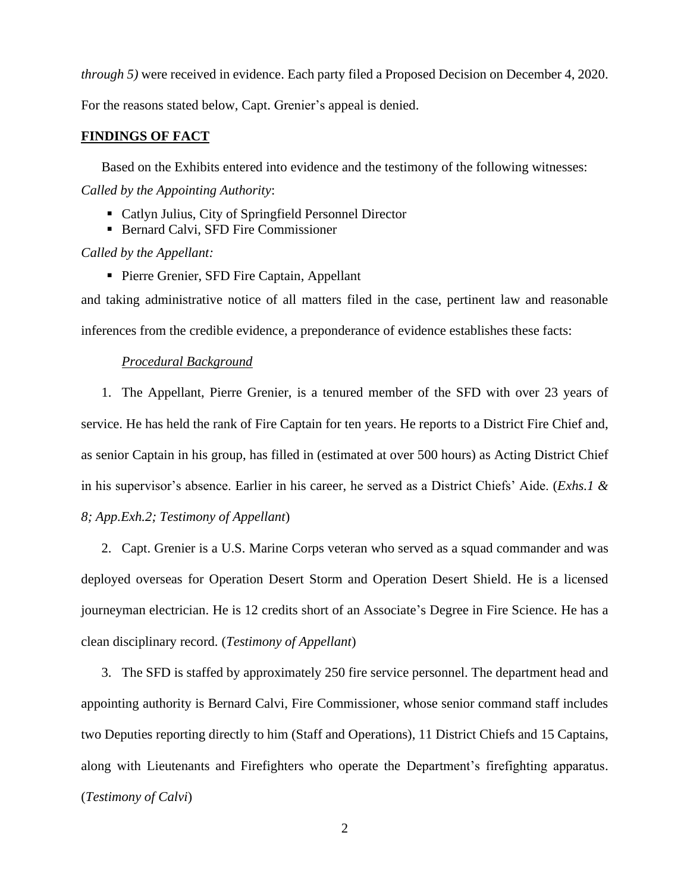*through 5)* were received in evidence. Each party filed a Proposed Decision on December 4, 2020. For the reasons stated below, Capt. Grenier's appeal is denied.

## FINDINGS OF FACT

Based on the Exhibits entered into evidence and the testimony of the following witnesses:

*Called by the Appointing Authority*:

- Catlyn Julius, City of Springfield Personnel Director
- Bernard Calvi, SFD Fire Commissioner

*Called by the Appellant:*

- Pierre Grenier, SFD Fire Captain, Appellant

and taking administrative notice of all matters filed in the case, pertinent law and reasonable inferences from the credible evidence, a preponderance of evidence establishes these facts:

### *Procedural Background*

1. The Appellant, Pierre Grenier, is a tenured member of the SFD with over 23 years of service. He has held the rank of Fire Captain for ten years. He reports to a District Fire Chief and, as senior Captain in his group, has filled in (estimated at over 500 hours) as Acting District Chief in his supervisor's absence. Earlier in his career, he served as a District Chiefs' Aide. (*Exhs.1 & 8; App.Exh.2; Testimony of Appellant*)

2. Capt. Grenier is a U.S. Marine Corps veteran who served as a squad commander and was deployed overseas for Operation Desert Storm and Operation Desert Shield. He is a licensed journeyman electrician. He is 12 credits short of an Associate's Degree in Fire Science. He has a clean disciplinary record. (*Testimony of Appellant*)

3. The SFD is staffed by approximately 250 fire service personnel. The department head and appointing authority is Bernard Calvi, Fire Commissioner, whose senior command staff includes two Deputies reporting directly to him (Staff and Operations), 11 District Chiefs and 15 Captains, along with Lieutenants and Firefighters who operate the Department's firefighting apparatus. (*Testimony of Calvi*)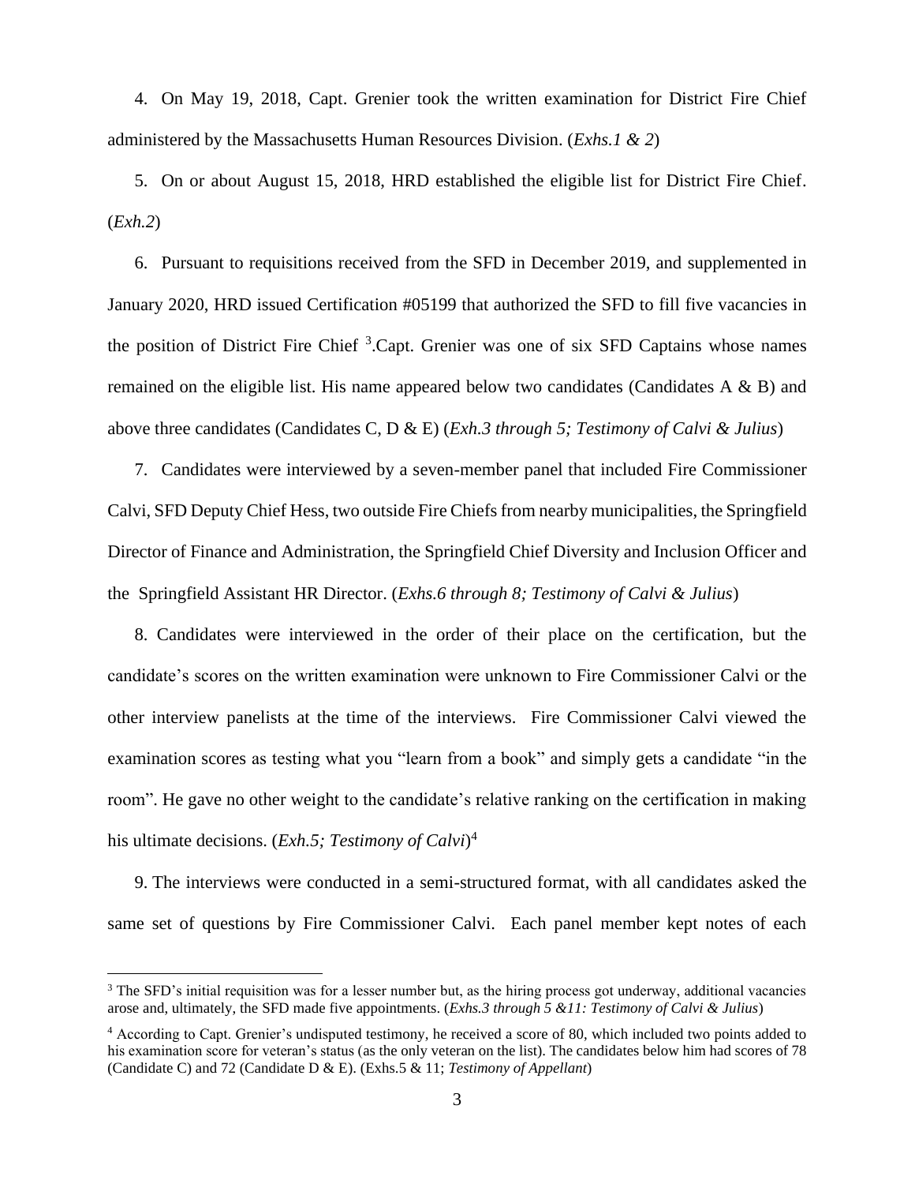4. On May 19, 2018, Capt. Grenier took the written examination for District Fire Chief administered by the Massachusetts Human Resources Division. (*Exhs.1 & 2*)

5. On or about August 15, 2018, HRD established the eligible list for District Fire Chief. (*Exh.2*)

6. Pursuant to requisitions received from the SFD in December 2019, and supplemented in January 2020, HRD issued Certification #05199 that authorized the SFD to fill five vacancies in the position of District Fire Chief [3].Capt. Grenier was one of six SFD Captains whose names remained on the eligible list. His name appeared below two candidates (Candidates A & B) and above three candidates (Candidates C, D & E) (*Exh.3 through 5; Testimony of Calvi & Julius*)

7. Candidates were interviewed by a seven-member panel that included Fire Commissioner Calvi, SFD Deputy Chief Hess, two outside Fire Chiefs from nearby municipalities, the Springfield Director of Finance and Administration, the Springfield Chief Diversity and Inclusion Officer and the Springfield Assistant HR Director. (*Exhs.6 through 8; Testimony of Calvi & Julius*)

8. Candidates were interviewed in the order of their place on the certification, but the candidate's scores on the written examination were unknown to Fire Commissioner Calvi or the other interview panelists at the time of the interviews. Fire Commissioner Calvi viewed the examination scores as testing what you "learn from a book" and simply gets a candidate "in the room". He gave no other weight to the candidate's relative ranking on the certification in making his ultimate decisions. (*Exh.5; Testimony of Calvi*)[4]

9. The interviews were conducted in a semi-structured format, with all candidates asked the same set of questions by Fire Commissioner Calvi. Each panel member kept notes of each

---

[3] The SFD's initial requisition was for a lesser number but, as the hiring process got underway, additional vacancies arose and, ultimately, the SFD made five appointments. (*Exhs.3 through 5 &11: Testimony of Calvi & Julius*)

[4] According to Capt. Grenier's undisputed testimony, he received a score of 80, which included two points added to his examination score for veteran's status (as the only veteran on the list). The candidates below him had scores of 78 (Candidate C) and 72 (Candidate D & E). (Exhs.5 & 11; *Testimony of Appellant*)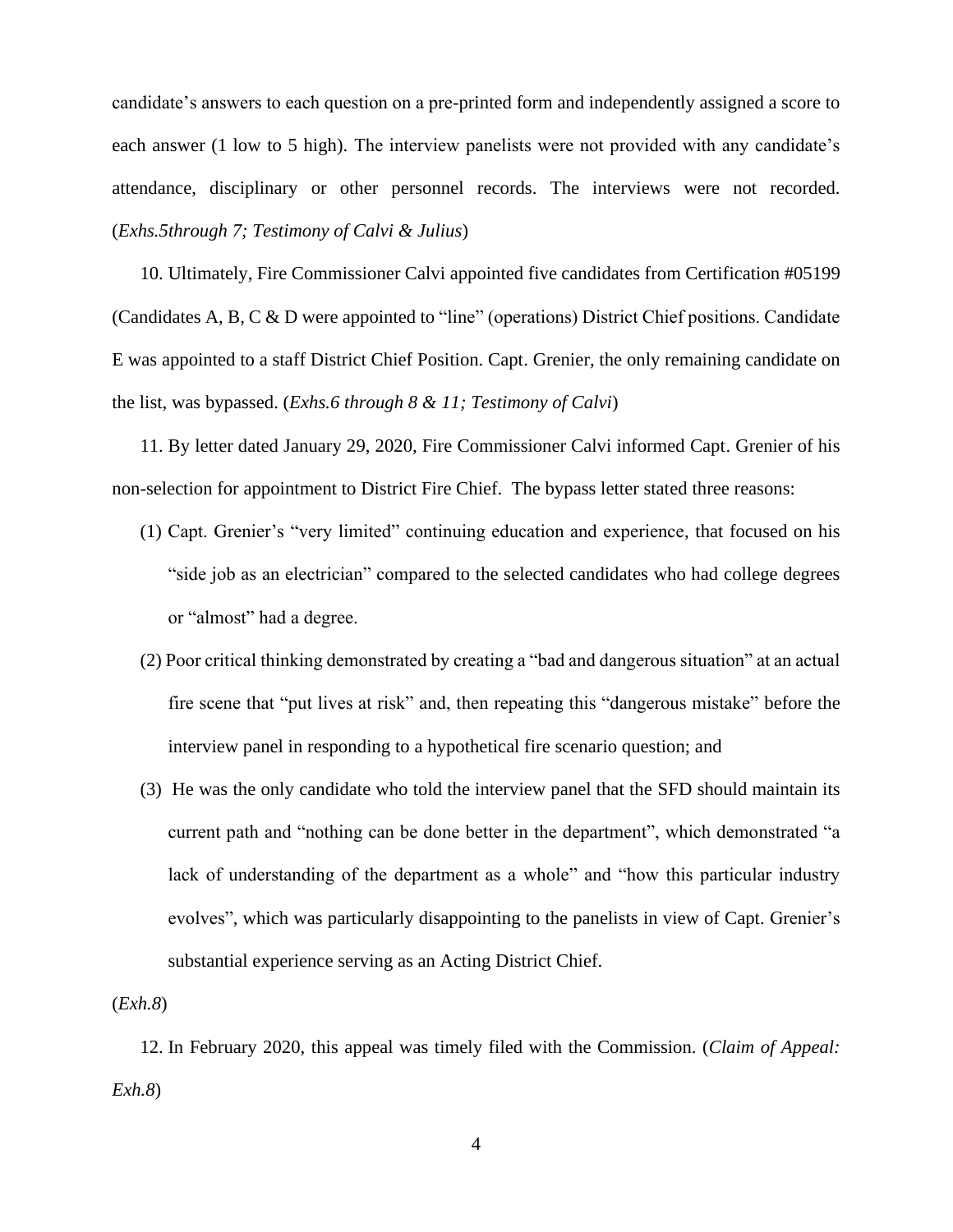candidate's answers to each question on a pre-printed form and independently assigned a score to each answer (1 low to 5 high). The interview panelists were not provided with any candidate's attendance, disciplinary or other personnel records. The interviews were not recorded. (*Exhs.5through 7; Testimony of Calvi & Julius*)

10. Ultimately, Fire Commissioner Calvi appointed five candidates from Certification #05199 (Candidates A, B, C & D were appointed to "line" (operations) District Chief positions. Candidate E was appointed to a staff District Chief Position. Capt. Grenier, the only remaining candidate on the list, was bypassed. (*Exhs.6 through 8 & 11; Testimony of Calvi*)

11. By letter dated January 29, 2020, Fire Commissioner Calvi informed Capt. Grenier of his non-selection for appointment to District Fire Chief. The bypass letter stated three reasons:

(1) Capt. Grenier's "very limited" continuing education and experience, that focused on his "side job as an electrician" compared to the selected candidates who had college degrees or "almost" had a degree.

(2) Poor critical thinking demonstrated by creating a "bad and dangerous situation" at an actual fire scene that "put lives at risk" and, then repeating this "dangerous mistake" before the interview panel in responding to a hypothetical fire scenario question; and

(3) He was the only candidate who told the interview panel that the SFD should maintain its current path and "nothing can be done better in the department", which demonstrated "a lack of understanding of the department as a whole" and "how this particular industry evolves", which was particularly disappointing to the panelists in view of Capt. Grenier's substantial experience serving as an Acting District Chief.

(*Exh.8*)

12. In February 2020, this appeal was timely filed with the Commission. (*Claim of Appeal: Exh.8*)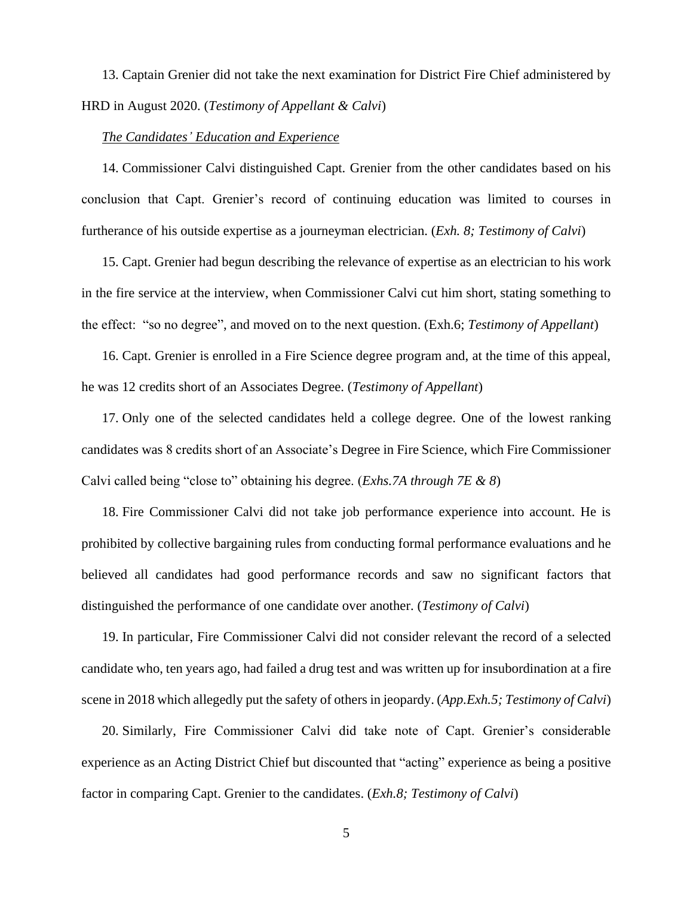13. Captain Grenier did not take the next examination for District Fire Chief administered by HRD in August 2020. (*Testimony of Appellant & Calvi*)

*The Candidates' Education and Experience*

14. Commissioner Calvi distinguished Capt. Grenier from the other candidates based on his conclusion that Capt. Grenier's record of continuing education was limited to courses in furtherance of his outside expertise as a journeyman electrician. (*Exh. 8; Testimony of Calvi*)

15. Capt. Grenier had begun describing the relevance of expertise as an electrician to his work in the fire service at the interview, when Commissioner Calvi cut him short, stating something to the effect: "so no degree", and moved on to the next question. (Exh.6; *Testimony of Appellant*)

16. Capt. Grenier is enrolled in a Fire Science degree program and, at the time of this appeal, he was 12 credits short of an Associates Degree. (*Testimony of Appellant*)

17. Only one of the selected candidates held a college degree. One of the lowest ranking candidates was 8 credits short of an Associate's Degree in Fire Science, which Fire Commissioner Calvi called being "close to" obtaining his degree. (*Exhs.7A through 7E & 8*)

18. Fire Commissioner Calvi did not take job performance experience into account. He is prohibited by collective bargaining rules from conducting formal performance evaluations and he believed all candidates had good performance records and saw no significant factors that distinguished the performance of one candidate over another. (*Testimony of Calvi*)

19. In particular, Fire Commissioner Calvi did not consider relevant the record of a selected candidate who, ten years ago, had failed a drug test and was written up for insubordination at a fire scene in 2018 which allegedly put the safety of others in jeopardy. (*App.Exh.5; Testimony of Calvi*)

20. Similarly, Fire Commissioner Calvi did take note of Capt. Grenier's considerable experience as an Acting District Chief but discounted that "acting" experience as being a positive factor in comparing Capt. Grenier to the candidates. (*Exh.8; Testimony of Calvi*)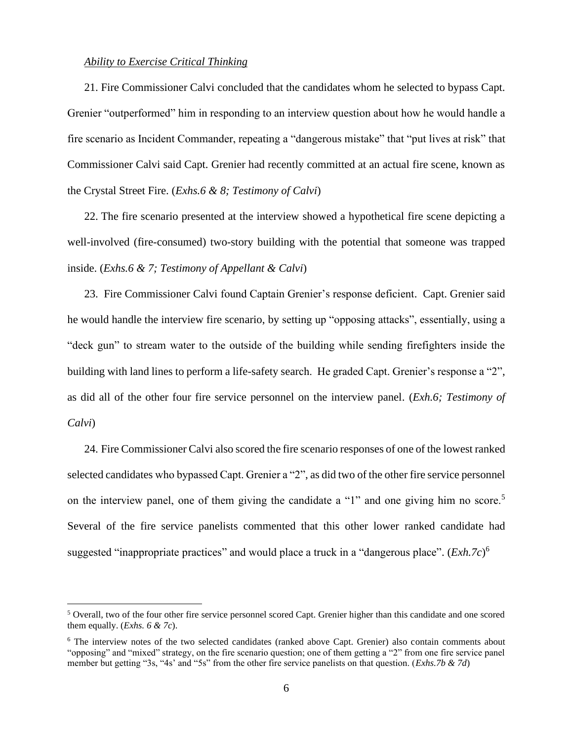*Ability to Exercise Critical Thinking*

21. Fire Commissioner Calvi concluded that the candidates whom he selected to bypass Capt. Grenier "outperformed" him in responding to an interview question about how he would handle a fire scenario as Incident Commander, repeating a "dangerous mistake" that "put lives at risk" that Commissioner Calvi said Capt. Grenier had recently committed at an actual fire scene, known as the Crystal Street Fire. (*Exhs.6 & 8; Testimony of Calvi*)

22. The fire scenario presented at the interview showed a hypothetical fire scene depicting a well-involved (fire-consumed) two-story building with the potential that someone was trapped inside. (*Exhs.6 & 7; Testimony of Appellant & Calvi*)

23. Fire Commissioner Calvi found Captain Grenier's response deficient. Capt. Grenier said he would handle the interview fire scenario, by setting up "opposing attacks", essentially, using a "deck gun" to stream water to the outside of the building while sending firefighters inside the building with land lines to perform a life-safety search. He graded Capt. Grenier's response a "2", as did all of the other four fire service personnel on the interview panel. (*Exh.6; Testimony of Calvi*)

24. Fire Commissioner Calvi also scored the fire scenario responses of one of the lowest ranked selected candidates who bypassed Capt. Grenier a "2", as did two of the other fire service personnel on the interview panel, one of them giving the candidate a "1" and one giving him no score.[5] Several of the fire service panelists commented that this other lower ranked candidate had suggested "inappropriate practices" and would place a truck in a "dangerous place". (*Exh.7c*)[6]

---

[5] Overall, two of the four other fire service personnel scored Capt. Grenier higher than this candidate and one scored them equally. (*Exhs. 6 & 7c*).

[6] The interview notes of the two selected candidates (ranked above Capt. Grenier) also contain comments about "opposing" and "mixed" strategy, on the fire scenario question; one of them getting a "2" from one fire service panel member but getting "3s, "4s' and "5s" from the other fire service panelists on that question. (*Exhs.7b & 7d*)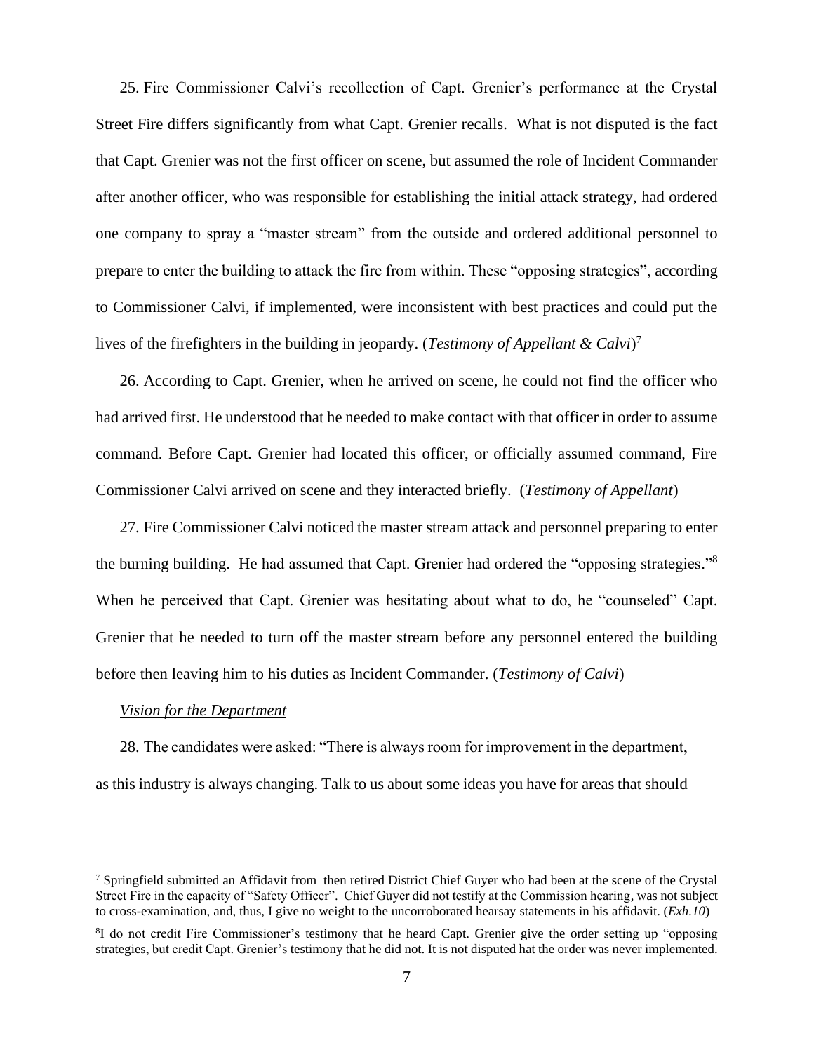25. Fire Commissioner Calvi's recollection of Capt. Grenier's performance at the Crystal Street Fire differs significantly from what Capt. Grenier recalls. What is not disputed is the fact that Capt. Grenier was not the first officer on scene, but assumed the role of Incident Commander after another officer, who was responsible for establishing the initial attack strategy, had ordered one company to spray a "master stream" from the outside and ordered additional personnel to prepare to enter the building to attack the fire from within. These "opposing strategies", according to Commissioner Calvi, if implemented, were inconsistent with best practices and could put the lives of the firefighters in the building in jeopardy. (*Testimony of Appellant & Calvi*)[7]

26. According to Capt. Grenier, when he arrived on scene, he could not find the officer who had arrived first. He understood that he needed to make contact with that officer in order to assume command. Before Capt. Grenier had located this officer, or officially assumed command, Fire Commissioner Calvi arrived on scene and they interacted briefly. (*Testimony of Appellant*)

27. Fire Commissioner Calvi noticed the master stream attack and personnel preparing to enter the burning building. He had assumed that Capt. Grenier had ordered the "opposing strategies."[8] When he perceived that Capt. Grenier was hesitating about what to do, he "counseled" Capt. Grenier that he needed to turn off the master stream before any personnel entered the building before then leaving him to his duties as Incident Commander. (*Testimony of Calvi*)

*Vision for the Department*

28. The candidates were asked: "There is always room for improvement in the department, as this industry is always changing. Talk to us about some ideas you have for areas that should

---

[7] Springfield submitted an Affidavit from then retired District Chief Guyer who had been at the scene of the Crystal Street Fire in the capacity of "Safety Officer". Chief Guyer did not testify at the Commission hearing, was not subject to cross-examination, and, thus, I give no weight to the uncorroborated hearsay statements in his affidavit. (*Exh.10*)

[8] I do not credit Fire Commissioner's testimony that he heard Capt. Grenier give the order setting up "opposing strategies, but credit Capt. Grenier's testimony that he did not. It is not disputed hat the order was never implemented.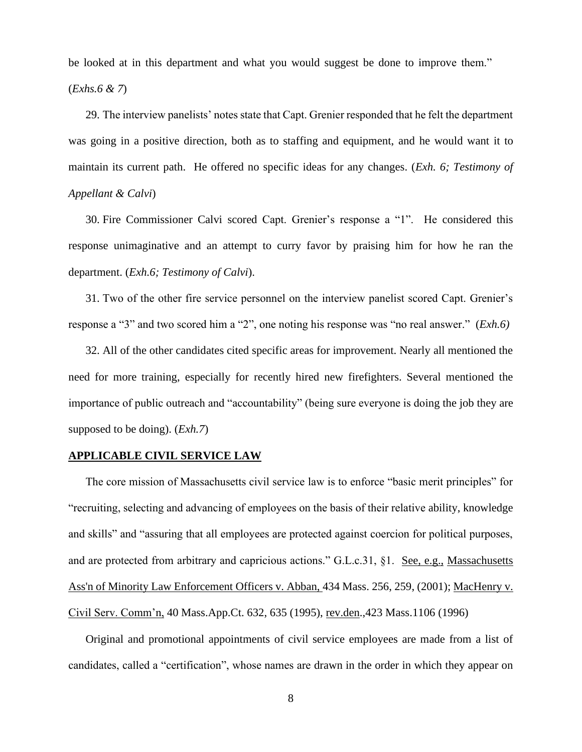be looked at in this department and what you would suggest be done to improve them." (*Exhs.6 & 7*)

29. The interview panelists' notes state that Capt. Grenier responded that he felt the department was going in a positive direction, both as to staffing and equipment, and he would want it to maintain its current path. He offered no specific ideas for any changes. (*Exh. 6; Testimony of Appellant & Calvi*)

30. Fire Commissioner Calvi scored Capt. Grenier's response a "1". He considered this response unimaginative and an attempt to curry favor by praising him for how he ran the department. (*Exh.6; Testimony of Calvi*).

31. Two of the other fire service personnel on the interview panelist scored Capt. Grenier's response a "3" and two scored him a "2", one noting his response was "no real answer." (*Exh.6)*

32. All of the other candidates cited specific areas for improvement. Nearly all mentioned the need for more training, especially for recently hired new firefighters. Several mentioned the importance of public outreach and "accountability" (being sure everyone is doing the job they are supposed to be doing). (*Exh.7*)

**APPLICABLE CIVIL SERVICE LAW**

The core mission of Massachusetts civil service law is to enforce "basic merit principles" for "recruiting, selecting and advancing of employees on the basis of their relative ability, knowledge and skills" and "assuring that all employees are protected against coercion for political purposes, and are protected from arbitrary and capricious actions." G.L.c.31, §1. See, e.g., Massachusetts Ass'n of Minority Law Enforcement Officers v. Abban, 434 Mass. 256, 259, (2001); MacHenry v. Civil Serv. Comm'n, 40 Mass.App.Ct. 632, 635 (1995), rev.den.,423 Mass.1106 (1996)

Original and promotional appointments of civil service employees are made from a list of candidates, called a "certification", whose names are drawn in the order in which they appear on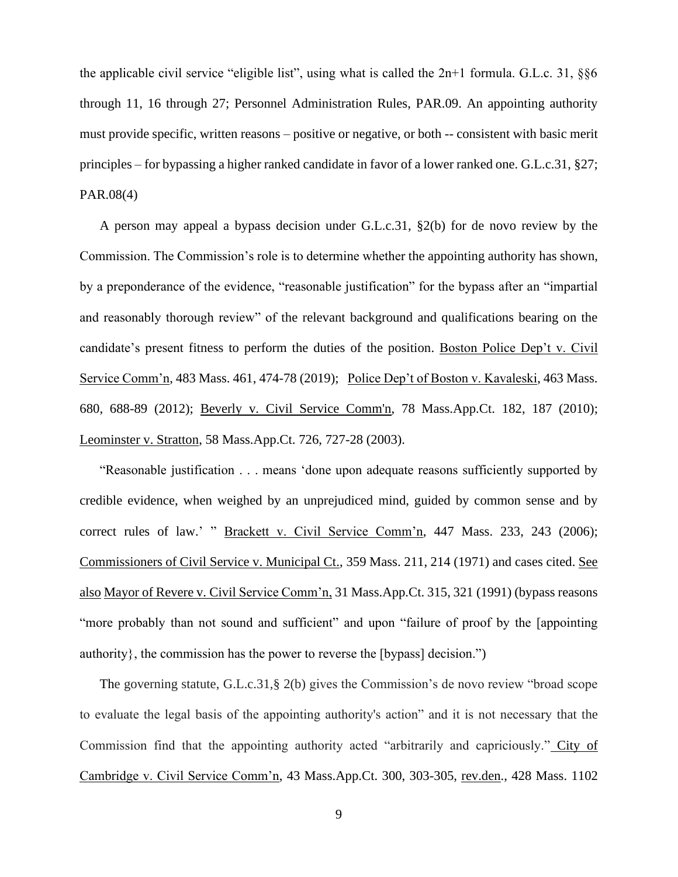the applicable civil service "eligible list", using what is called the 2n+1 formula. G.L.c. 31, §§6 through 11, 16 through 27; Personnel Administration Rules, PAR.09. An appointing authority must provide specific, written reasons – positive or negative, or both -- consistent with basic merit principles – for bypassing a higher ranked candidate in favor of a lower ranked one. G.L.c.31, §27; PAR.08(4)

A person may appeal a bypass decision under G.L.c.31, §2(b) for de novo review by the Commission. The Commission's role is to determine whether the appointing authority has shown, by a preponderance of the evidence, "reasonable justification" for the bypass after an "impartial and reasonably thorough review" of the relevant background and qualifications bearing on the candidate's present fitness to perform the duties of the position. Boston Police Dep't v. Civil Service Comm'n, 483 Mass. 461, 474-78 (2019); Police Dep't of Boston v. Kavaleski, 463 Mass. 680, 688-89 (2012); Beverly v. Civil Service Comm'n, 78 Mass.App.Ct. 182, 187 (2010); Leominster v. Stratton, 58 Mass.App.Ct. 726, 727-28 (2003).

"Reasonable justification . . . means 'done upon adequate reasons sufficiently supported by credible evidence, when weighed by an unprejudiced mind, guided by common sense and by correct rules of law.' " Brackett v. Civil Service Comm'n, 447 Mass. 233, 243 (2006); Commissioners of Civil Service v. Municipal Ct., 359 Mass. 211, 214 (1971) and cases cited. See also Mayor of Revere v. Civil Service Comm'n, 31 Mass.App.Ct. 315, 321 (1991) (bypass reasons "more probably than not sound and sufficient" and upon "failure of proof by the [appointing authority}, the commission has the power to reverse the [bypass] decision.")

The governing statute, G.L.c.31,§ 2(b) gives the Commission's de novo review "broad scope to evaluate the legal basis of the appointing authority's action" and it is not necessary that the Commission find that the appointing authority acted "arbitrarily and capriciously." City of Cambridge v. Civil Service Comm'n, 43 Mass.App.Ct. 300, 303-305, rev.den., 428 Mass. 1102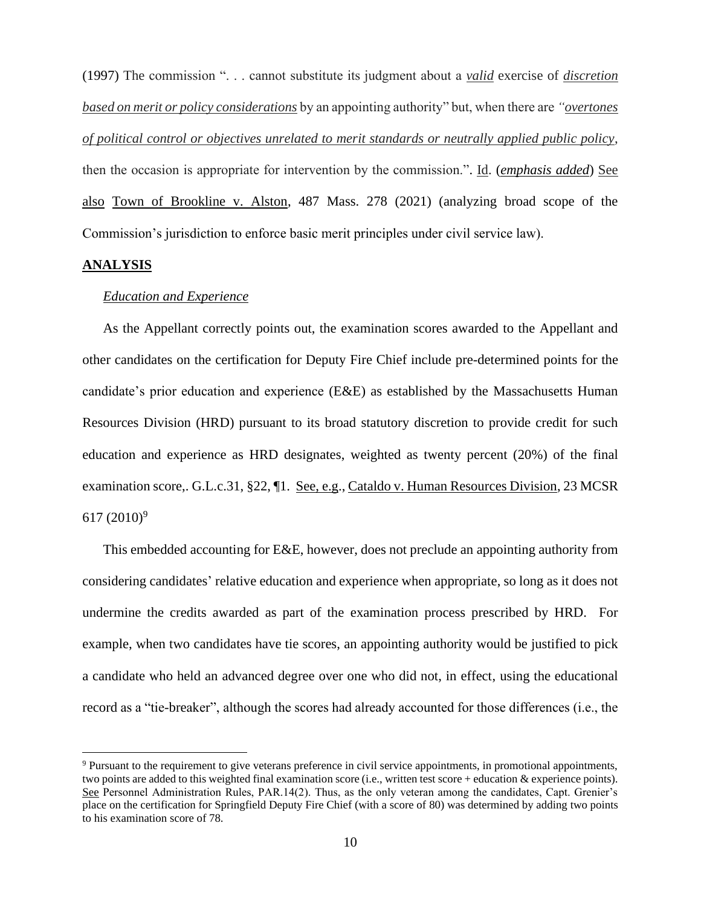(1997) The commission ". . . cannot substitute its judgment about a ***valid*** exercise of ***discretion based on merit or policy considerations*** by an appointing authority" but, when there are *"**overtones of political control or objectives unrelated to merit standards or neutrally applied public policy**,* then the occasion is appropriate for intervention by the commission.". Id. (***emphasis added***) See also Town of Brookline v. Alston, 487 Mass. 278 (2021) (analyzing broad scope of the Commission's jurisdiction to enforce basic merit principles under civil service law).

## ANALYSIS

*Education and Experience*

As the Appellant correctly points out, the examination scores awarded to the Appellant and other candidates on the certification for Deputy Fire Chief include pre-determined points for the candidate's prior education and experience (E&E) as established by the Massachusetts Human Resources Division (HRD) pursuant to its broad statutory discretion to provide credit for such education and experience as HRD designates, weighted as twenty percent (20%) of the final examination score,. G.L.c.31, §22, ¶1. See, e.g., Cataldo v. Human Resources Division, 23 MCSR 617 (2010)[9]

This embedded accounting for E&E, however, does not preclude an appointing authority from considering candidates' relative education and experience when appropriate, so long as it does not undermine the credits awarded as part of the examination process prescribed by HRD. For example, when two candidates have tie scores, an appointing authority would be justified to pick a candidate who held an advanced degree over one who did not, in effect, using the educational record as a "tie-breaker", although the scores had already accounted for those differences (i.e., the

[9] Pursuant to the requirement to give veterans preference in civil service appointments, in promotional appointments, two points are added to this weighted final examination score (i.e., written test score + education & experience points). See Personnel Administration Rules, PAR.14(2). Thus, as the only veteran among the candidates, Capt. Grenier's place on the certification for Springfield Deputy Fire Chief (with a score of 80) was determined by adding two points to his examination score of 78.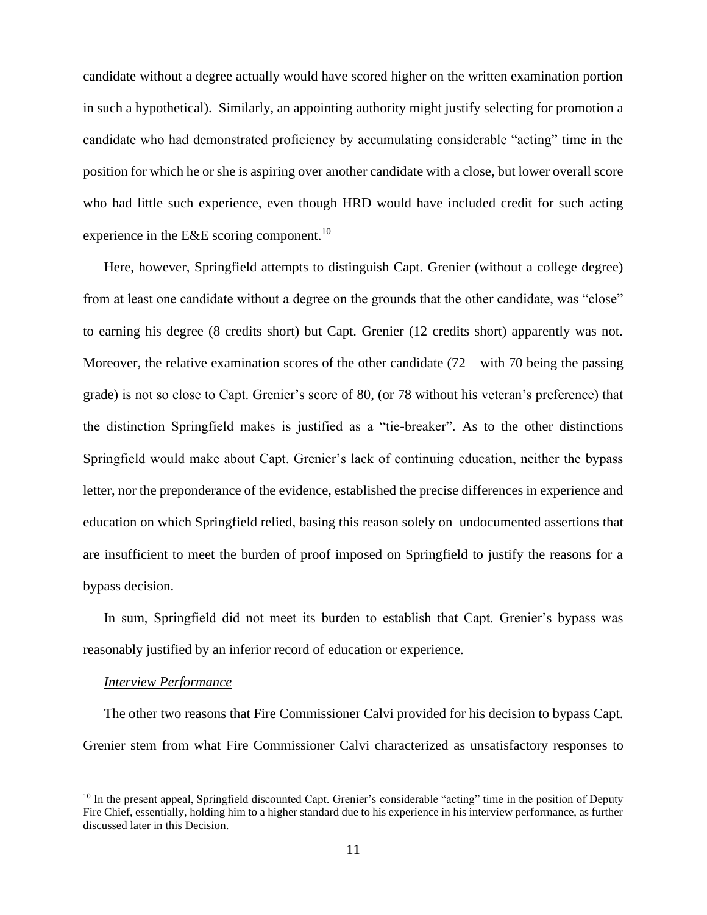candidate without a degree actually would have scored higher on the written examination portion in such a hypothetical). Similarly, an appointing authority might justify selecting for promotion a candidate who had demonstrated proficiency by accumulating considerable "acting" time in the position for which he or she is aspiring over another candidate with a close, but lower overall score who had little such experience, even though HRD would have included credit for such acting experience in the E&E scoring component.[10]

Here, however, Springfield attempts to distinguish Capt. Grenier (without a college degree) from at least one candidate without a degree on the grounds that the other candidate, was "close" to earning his degree (8 credits short) but Capt. Grenier (12 credits short) apparently was not. Moreover, the relative examination scores of the other candidate (72 – with 70 being the passing grade) is not so close to Capt. Grenier's score of 80, (or 78 without his veteran's preference) that the distinction Springfield makes is justified as a "tie-breaker". As to the other distinctions Springfield would make about Capt. Grenier's lack of continuing education, neither the bypass letter, nor the preponderance of the evidence, established the precise differences in experience and education on which Springfield relied, basing this reason solely on undocumented assertions that are insufficient to meet the burden of proof imposed on Springfield to justify the reasons for a bypass decision.

In sum, Springfield did not meet its burden to establish that Capt. Grenier's bypass was reasonably justified by an inferior record of education or experience.

*Interview Performance*

The other two reasons that Fire Commissioner Calvi provided for his decision to bypass Capt. Grenier stem from what Fire Commissioner Calvi characterized as unsatisfactory responses to

[10] In the present appeal, Springfield discounted Capt. Grenier's considerable "acting" time in the position of Deputy Fire Chief, essentially, holding him to a higher standard due to his experience in his interview performance, as further discussed later in this Decision.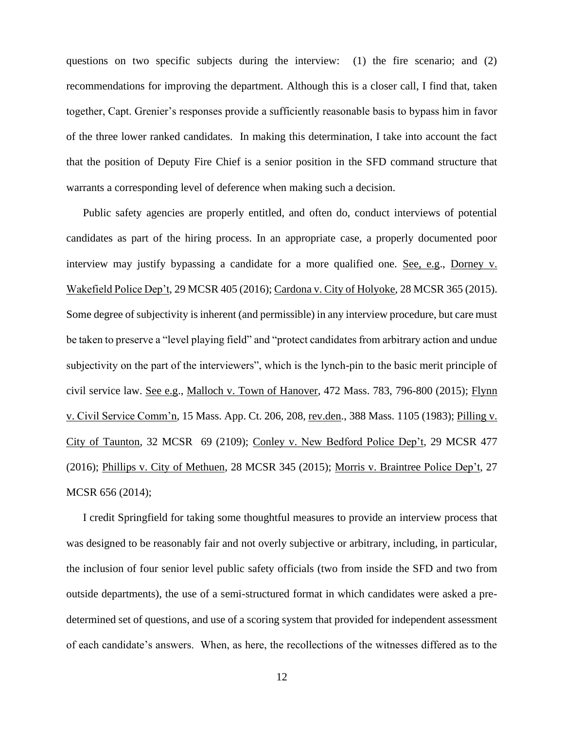questions on two specific subjects during the interview: (1) the fire scenario; and (2) recommendations for improving the department. Although this is a closer call, I find that, taken together, Capt. Grenier's responses provide a sufficiently reasonable basis to bypass him in favor of the three lower ranked candidates. In making this determination, I take into account the fact that the position of Deputy Fire Chief is a senior position in the SFD command structure that warrants a corresponding level of deference when making such a decision.

Public safety agencies are properly entitled, and often do, conduct interviews of potential candidates as part of the hiring process. In an appropriate case, a properly documented poor interview may justify bypassing a candidate for a more qualified one. See, e.g., Dorney v. Wakefield Police Dep't, 29 MCSR 405 (2016); Cardona v. City of Holyoke, 28 MCSR 365 (2015). Some degree of subjectivity is inherent (and permissible) in any interview procedure, but care must be taken to preserve a "level playing field" and "protect candidates from arbitrary action and undue subjectivity on the part of the interviewers", which is the lynch-pin to the basic merit principle of civil service law. See e.g., Malloch v. Town of Hanover, 472 Mass. 783, 796-800 (2015); Flynn v. Civil Service Comm'n, 15 Mass. App. Ct. 206, 208, rev.den., 388 Mass. 1105 (1983); Pilling v. City of Taunton, 32 MCSR 69 (2109); Conley v. New Bedford Police Dep't, 29 MCSR 477 (2016); Phillips v. City of Methuen, 28 MCSR 345 (2015); Morris v. Braintree Police Dep't, 27 MCSR 656 (2014);

I credit Springfield for taking some thoughtful measures to provide an interview process that was designed to be reasonably fair and not overly subjective or arbitrary, including, in particular, the inclusion of four senior level public safety officials (two from inside the SFD and two from outside departments), the use of a semi-structured format in which candidates were asked a pre-determined set of questions, and use of a scoring system that provided for independent assessment of each candidate's answers. When, as here, the recollections of the witnesses differed as to the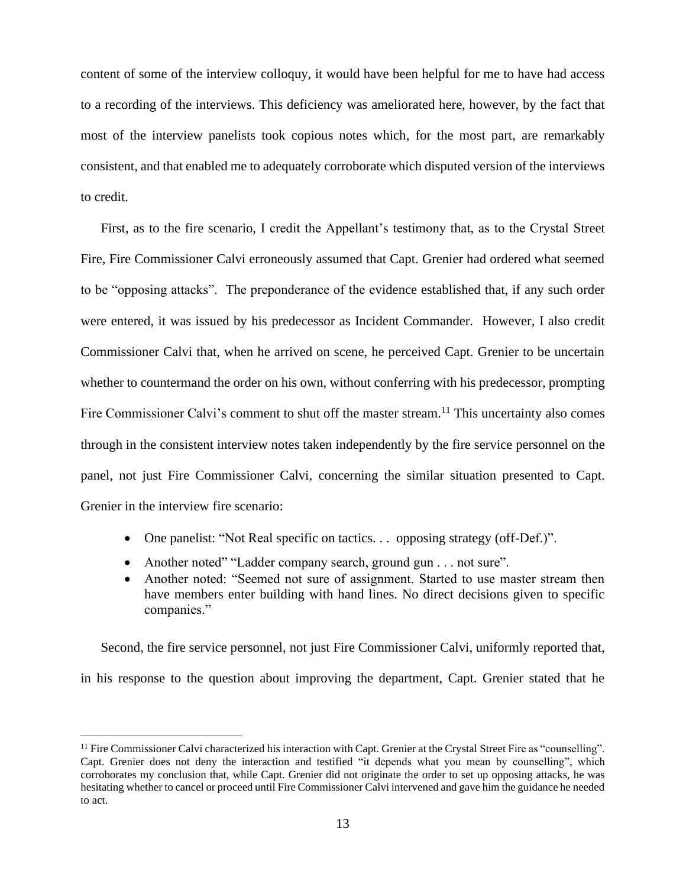content of some of the interview colloquy, it would have been helpful for me to have had access to a recording of the interviews. This deficiency was ameliorated here, however, by the fact that most of the interview panelists took copious notes which, for the most part, are remarkably consistent, and that enabled me to adequately corroborate which disputed version of the interviews to credit.

First, as to the fire scenario, I credit the Appellant's testimony that, as to the Crystal Street Fire, Fire Commissioner Calvi erroneously assumed that Capt. Grenier had ordered what seemed to be "opposing attacks". The preponderance of the evidence established that, if any such order were entered, it was issued by his predecessor as Incident Commander. However, I also credit Commissioner Calvi that, when he arrived on scene, he perceived Capt. Grenier to be uncertain whether to countermand the order on his own, without conferring with his predecessor, prompting Fire Commissioner Calvi's comment to shut off the master stream.[11] This uncertainty also comes through in the consistent interview notes taken independently by the fire service personnel on the panel, not just Fire Commissioner Calvi, concerning the similar situation presented to Capt. Grenier in the interview fire scenario:

- One panelist: "Not Real specific on tactics. . . opposing strategy (off-Def.)".
- Another noted" "Ladder company search, ground gun . . . not sure".
- Another noted: "Seemed not sure of assignment. Started to use master stream then have members enter building with hand lines. No direct decisions given to specific companies."

Second, the fire service personnel, not just Fire Commissioner Calvi, uniformly reported that, in his response to the question about improving the department, Capt. Grenier stated that he

[11] Fire Commissioner Calvi characterized his interaction with Capt. Grenier at the Crystal Street Fire as "counselling". Capt. Grenier does not deny the interaction and testified "it depends what you mean by counselling", which corroborates my conclusion that, while Capt. Grenier did not originate the order to set up opposing attacks, he was hesitating whether to cancel or proceed until Fire Commissioner Calvi intervened and gave him the guidance he needed to act.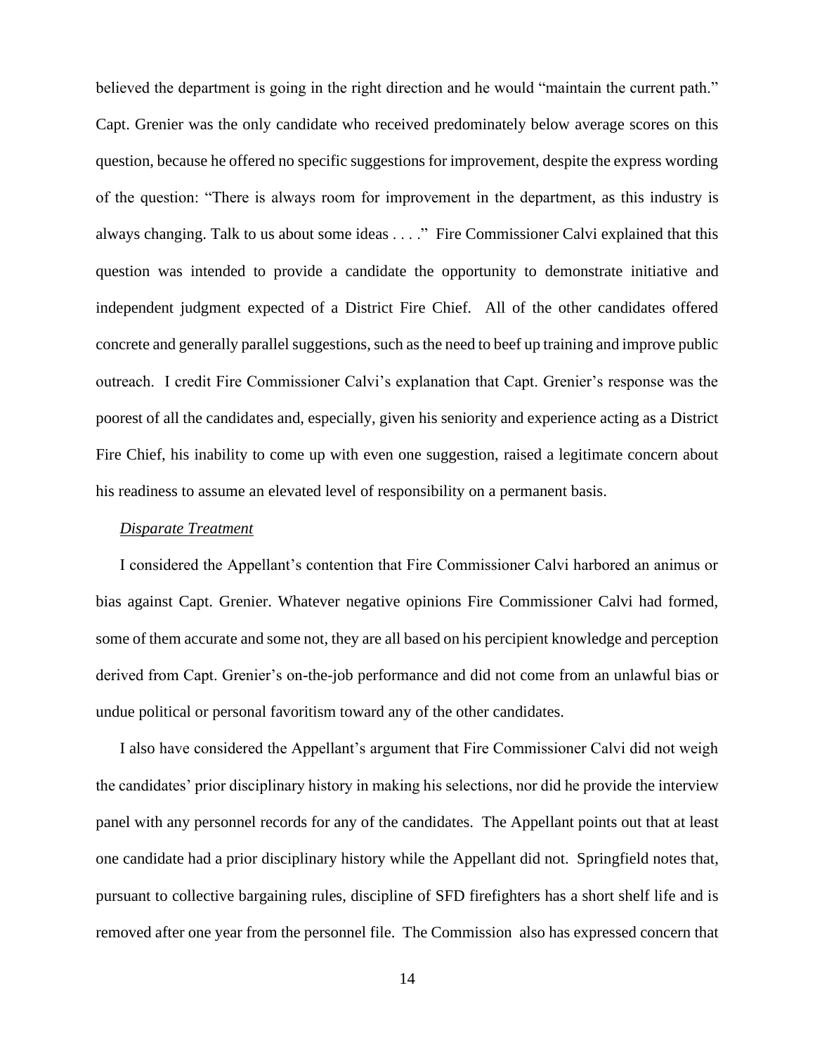believed the department is going in the right direction and he would "maintain the current path." Capt. Grenier was the only candidate who received predominately below average scores on this question, because he offered no specific suggestions for improvement, despite the express wording of the question: "There is always room for improvement in the department, as this industry is always changing. Talk to us about some ideas . . . ." Fire Commissioner Calvi explained that this question was intended to provide a candidate the opportunity to demonstrate initiative and independent judgment expected of a District Fire Chief. All of the other candidates offered concrete and generally parallel suggestions, such as the need to beef up training and improve public outreach. I credit Fire Commissioner Calvi's explanation that Capt. Grenier's response was the poorest of all the candidates and, especially, given his seniority and experience acting as a District Fire Chief, his inability to come up with even one suggestion, raised a legitimate concern about his readiness to assume an elevated level of responsibility on a permanent basis.

*Disparate Treatment*

I considered the Appellant's contention that Fire Commissioner Calvi harbored an animus or bias against Capt. Grenier. Whatever negative opinions Fire Commissioner Calvi had formed, some of them accurate and some not, they are all based on his percipient knowledge and perception derived from Capt. Grenier's on-the-job performance and did not come from an unlawful bias or undue political or personal favoritism toward any of the other candidates.

I also have considered the Appellant's argument that Fire Commissioner Calvi did not weigh the candidates' prior disciplinary history in making his selections, nor did he provide the interview panel with any personnel records for any of the candidates. The Appellant points out that at least one candidate had a prior disciplinary history while the Appellant did not. Springfield notes that, pursuant to collective bargaining rules, discipline of SFD firefighters has a short shelf life and is removed after one year from the personnel file. The Commission also has expressed concern that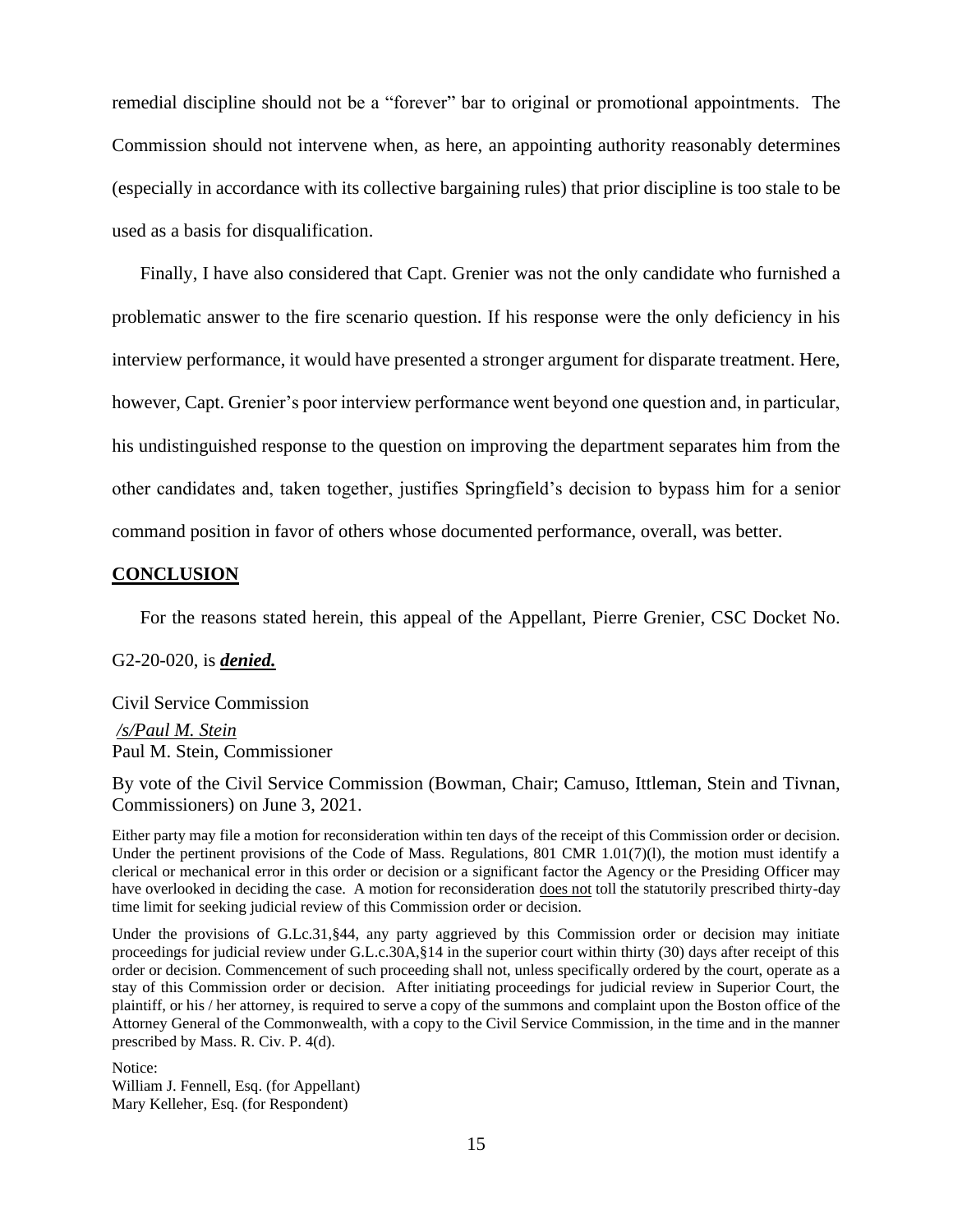remedial discipline should not be a "forever" bar to original or promotional appointments. The Commission should not intervene when, as here, an appointing authority reasonably determines (especially in accordance with its collective bargaining rules) that prior discipline is too stale to be used as a basis for disqualification.

Finally, I have also considered that Capt. Grenier was not the only candidate who furnished a problematic answer to the fire scenario question. If his response were the only deficiency in his interview performance, it would have presented a stronger argument for disparate treatment. Here, however, Capt. Grenier's poor interview performance went beyond one question and, in particular, his undistinguished response to the question on improving the department separates him from the other candidates and, taken together, justifies Springfield's decision to bypass him for a senior command position in favor of others whose documented performance, overall, was better.

## CONCLUSION

For the reasons stated herein, this appeal of the Appellant, Pierre Grenier, CSC Docket No. G2-20-020, is ***denied.***

Civil Service Commission

*/s/Paul M. Stein*
Paul M. Stein, Commissioner

By vote of the Civil Service Commission (Bowman, Chair; Camuso, Ittleman, Stein and Tivnan, Commissioners) on June 3, 2021.

Either party may file a motion for reconsideration within ten days of the receipt of this Commission order or decision. Under the pertinent provisions of the Code of Mass. Regulations, 801 CMR 1.01(7)(l), the motion must identify a clerical or mechanical error in this order or decision or a significant factor the Agency or the Presiding Officer may have overlooked in deciding the case. A motion for reconsideration does not toll the statutorily prescribed thirty-day time limit for seeking judicial review of this Commission order or decision.

Under the provisions of G.Lc.31,§44, any party aggrieved by this Commission order or decision may initiate proceedings for judicial review under G.L.c.30A,§14 in the superior court within thirty (30) days after receipt of this order or decision. Commencement of such proceeding shall not, unless specifically ordered by the court, operate as a stay of this Commission order or decision. After initiating proceedings for judicial review in Superior Court, the plaintiff, or his / her attorney, is required to serve a copy of the summons and complaint upon the Boston office of the Attorney General of the Commonwealth, with a copy to the Civil Service Commission, in the time and in the manner prescribed by Mass. R. Civ. P. 4(d).

Notice:
William J. Fennell, Esq. (for Appellant)
Mary Kelleher, Esq. (for Respondent)